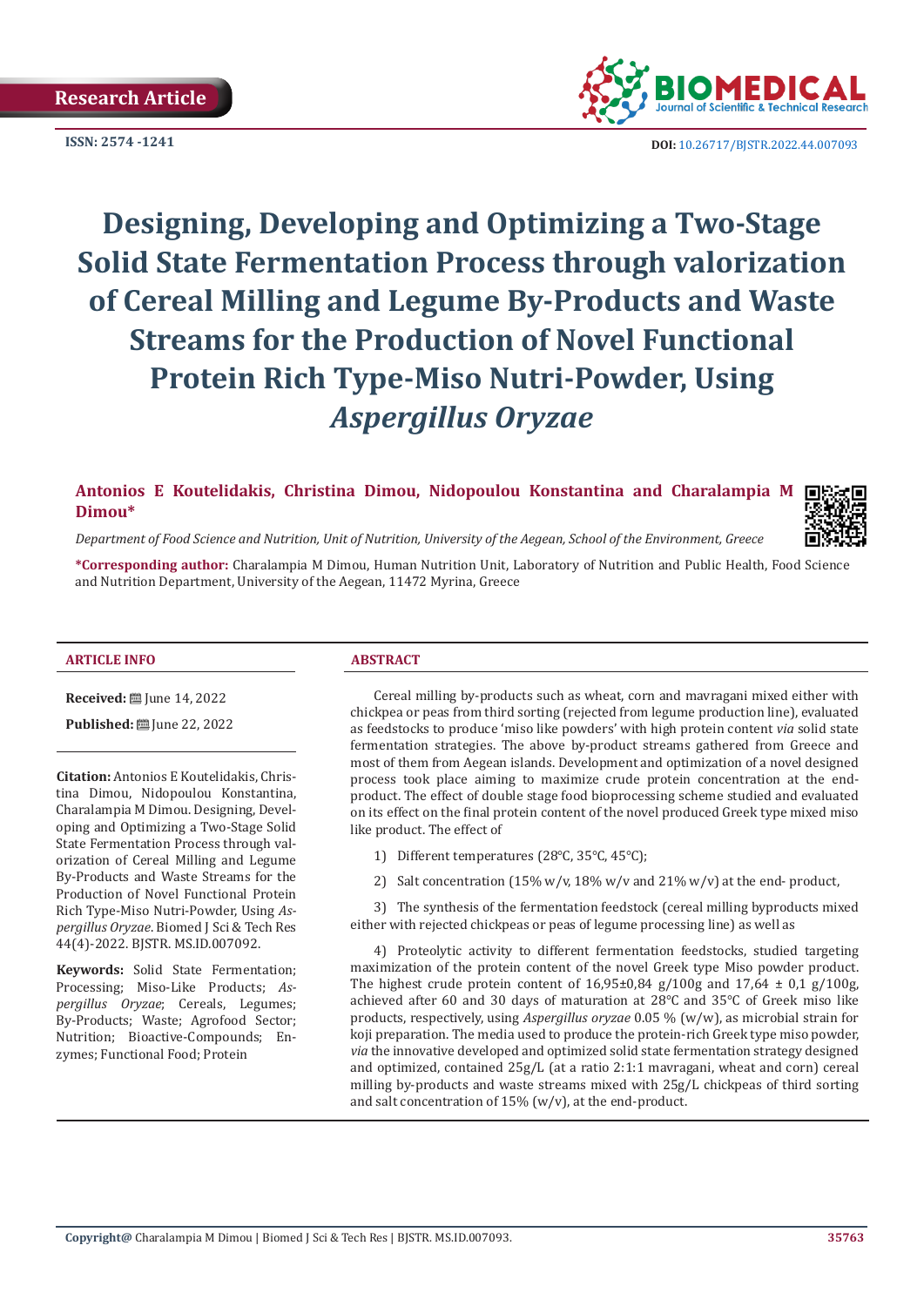Research Article

ISSN: 2574 -1241

DOI: 10.26717/BJSTR.2022.44.007093

# Designing, Developing and Optimizing a Two-Stage Solid State Fermentation Process through valorization of Cereal Milling and Legume By-Products and Waste Streams for the Production of Novel Functional Protein Rich Type-Miso Nutri-Powder, Using *Aspergillus Oryzae*

**Antonios E Koutelidakis, Christina Dimou, Nidopoulou Konstantina and Charalampia M Dimou\***

*Department of Food Science and Nutrition, Unit of Nutrition, University of the Aegean, School of the Environment, Greece*

**\*Corresponding author:** Charalampia M Dimou, Human Nutrition Unit, Laboratory of Nutrition and Public Health, Food Science and Nutrition Department, University of the Aegean, 11472 Myrina, Greece

## ARTICLE INFO

**Received:** June 14, 2022

**Published:** June 22, 2022

**Citation:** Antonios E Koutelidakis, Christina Dimou, Nidopoulou Konstantina, Charalampia M Dimou. Designing, Developing and Optimizing a Two-Stage Solid State Fermentation Process through valorization of Cereal Milling and Legume By-Products and Waste Streams for the Production of Novel Functional Protein Rich Type-Miso Nutri-Powder, Using *Aspergillus Oryzae*. Biomed J Sci & Tech Res 44(4)-2022. BJSTR. MS.ID.007092.

**Keywords:** Solid State Fermentation; Processing; Miso-Like Products; *Aspergillus Oryzae*; Cereals, Legumes; By-Products; Waste; Agrofood Sector; Nutrition; Bioactive-Compounds; Enzymes; Functional Food; Protein

## ABSTRACT

Cereal milling by-products such as wheat, corn and mavragani mixed either with chickpea or peas from third sorting (rejected from legume production line), evaluated as feedstocks to produce 'miso like powders' with high protein content *via* solid state fermentation strategies. The above by-product streams gathered from Greece and most of them from Aegean islands. Development and optimization of a novel designed process took place aiming to maximize crude protein concentration at the end-product. The effect of double stage food bioprocessing scheme studied and evaluated on its effect on the final protein content of the novel produced Greek type mixed miso like product. The effect of

1) Different temperatures (28°C, 35°C, 45°C);

2) Salt concentration (15% w/v, 18% w/v and 21% w/v) at the end- product,

3) The synthesis of the fermentation feedstock (cereal milling byproducts mixed either with rejected chickpeas or peas of legume processing line) as well as

4) Proteolytic activity to different fermentation feedstocks, studied targeting maximization of the protein content of the novel Greek type Miso powder product. The highest crude protein content of 16,95±0,84 g/100g and 17,64 ± 0,1 g/100g, achieved after 60 and 30 days of maturation at 28°C and 35°C of Greek miso like products, respectively, using *Aspergillus oryzae* 0.05 % (w/w), as microbial strain for koji preparation. The media used to produce the protein-rich Greek type miso powder, *via* the innovative developed and optimized solid state fermentation strategy designed and optimized, contained 25g/L (at a ratio 2:1:1 mavragani, wheat and corn) cereal milling by-products and waste streams mixed with 25g/L chickpeas of third sorting and salt concentration of 15% (w/v), at the end-product.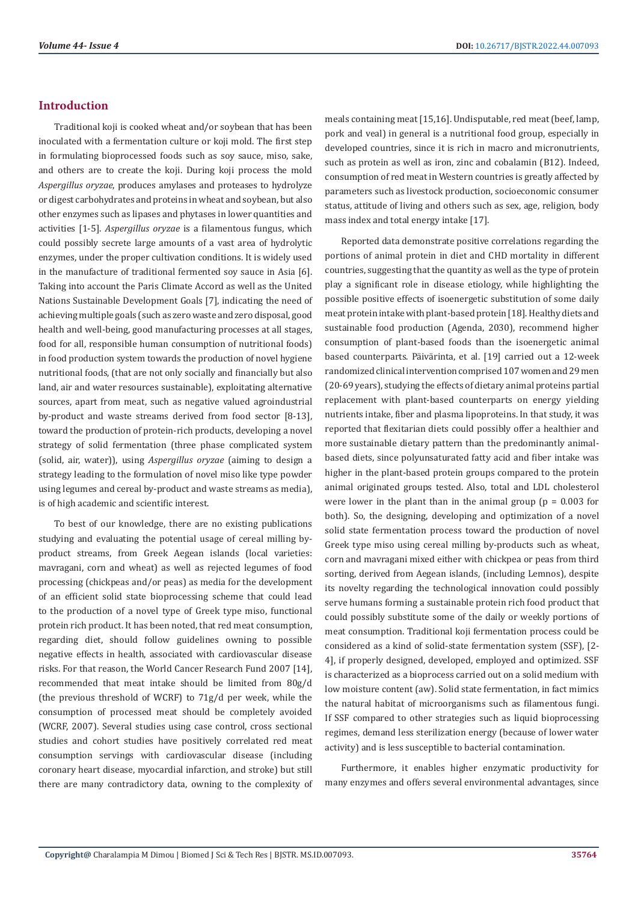## Introduction

Traditional koji is cooked wheat and/or soybean that has been inoculated with a fermentation culture or koji mold. The first step in formulating bioprocessed foods such as soy sauce, miso, sake, and others are to create the koji. During koji process the mold *Aspergillus oryzae*, produces amylases and proteases to hydrolyze or digest carbohydrates and proteins in wheat and soybean, but also other enzymes such as lipases and phytases in lower quantities and activities [1-5]. *Aspergillus oryzae* is a filamentous fungus, which could possibly secrete large amounts of a vast area of hydrolytic enzymes, under the proper cultivation conditions. It is widely used in the manufacture of traditional fermented soy sauce in Asia [6]. Taking into account the Paris Climate Accord as well as the United Nations Sustainable Development Goals [7], indicating the need of achieving multiple goals (such as zero waste and zero disposal, good health and well-being, good manufacturing processes at all stages, food for all, responsible human consumption of nutritional foods) in food production system towards the production of novel hygiene nutritional foods, (that are not only socially and financially but also land, air and water resources sustainable), exploitating alternative sources, apart from meat, such as negative valued agroindustrial by-product and waste streams derived from food sector [8-13], toward the production of protein-rich products, developing a novel strategy of solid fermentation (three phase complicated system (solid, air, water)), using *Aspergillus oryzae* (aiming to design a strategy leading to the formulation of novel miso like type powder using legumes and cereal by-product and waste streams as media), is of high academic and scientific interest.

To best of our knowledge, there are no existing publications studying and evaluating the potential usage of cereal milling by-product streams, from Greek Aegean islands (local varieties: mavragani, corn and wheat) as well as rejected legumes of food processing (chickpeas and/or peas) as media for the development of an efficient solid state bioprocessing scheme that could lead to the production of a novel type of Greek type miso, functional protein rich product. It has been noted, that red meat consumption, regarding diet, should follow guidelines owning to possible negative effects in health, associated with cardiovascular disease risks. For that reason, the World Cancer Research Fund 2007 [14], recommended that meat intake should be limited from 80g/d (the previous threshold of WCRF) to 71g/d per week, while the consumption of processed meat should be completely avoided (WCRF, 2007). Several studies using case control, cross sectional studies and cohort studies have positively correlated red meat consumption servings with cardiovascular disease (including coronary heart disease, myocardial infarction, and stroke) but still there are many contradictory data, owning to the complexity of meals containing meat [15,16]. Undisputable, red meat (beef, lamp, pork and veal) in general is a nutritional food group, especially in developed countries, since it is rich in macro and micronutrients, such as protein as well as iron, zinc and cobalamin (B12). Indeed, consumption of red meat in Western countries is greatly affected by parameters such as livestock production, socioeconomic consumer status, attitude of living and others such as sex, age, religion, body mass index and total energy intake [17].

Reported data demonstrate positive correlations regarding the portions of animal protein in diet and CHD mortality in different countries, suggesting that the quantity as well as the type of protein play a significant role in disease etiology, while highlighting the possible positive effects of isoenergetic substitution of some daily meat protein intake with plant-based protein [18]. Healthy diets and sustainable food production (Agenda, 2030), recommend higher consumption of plant-based foods than the isoenergetic animal based counterparts. Päivärinta, et al. [19] carried out a 12-week randomized clinical intervention comprised 107 women and 29 men (20-69 years), studying the effects of dietary animal proteins partial replacement with plant-based counterparts on energy yielding nutrients intake, fiber and plasma lipoproteins. In that study, it was reported that flexitarian diets could possibly offer a healthier and more sustainable dietary pattern than the predominantly animal-based diets, since polyunsaturated fatty acid and fiber intake was higher in the plant-based protein groups compared to the protein animal originated groups tested. Also, total and LDL cholesterol were lower in the plant than in the animal group ($p = 0.003$ for both). So, the designing, developing and optimization of a novel solid state fermentation process toward the production of novel Greek type miso using cereal milling by-products such as wheat, corn and mavragani mixed either with chickpea or peas from third sorting, derived from Aegean islands, (including Lemnos), despite its novelty regarding the technological innovation could possibly serve humans forming a sustainable protein rich food product that could possibly substitute some of the daily or weekly portions of meat consumption. Traditional koji fermentation process could be considered as a kind of solid-state fermentation system (SSF), [2-4], if properly designed, developed, employed and optimized. SSF is characterized as a bioprocess carried out on a solid medium with low moisture content (aw). Solid state fermentation, in fact mimics the natural habitat of microorganisms such as filamentous fungi. If SSF compared to other strategies such as liquid bioprocessing regimes, demand less sterilization energy (because of lower water activity) and is less susceptible to bacterial contamination.

Furthermore, it enables higher enzymatic productivity for many enzymes and offers several environmental advantages, since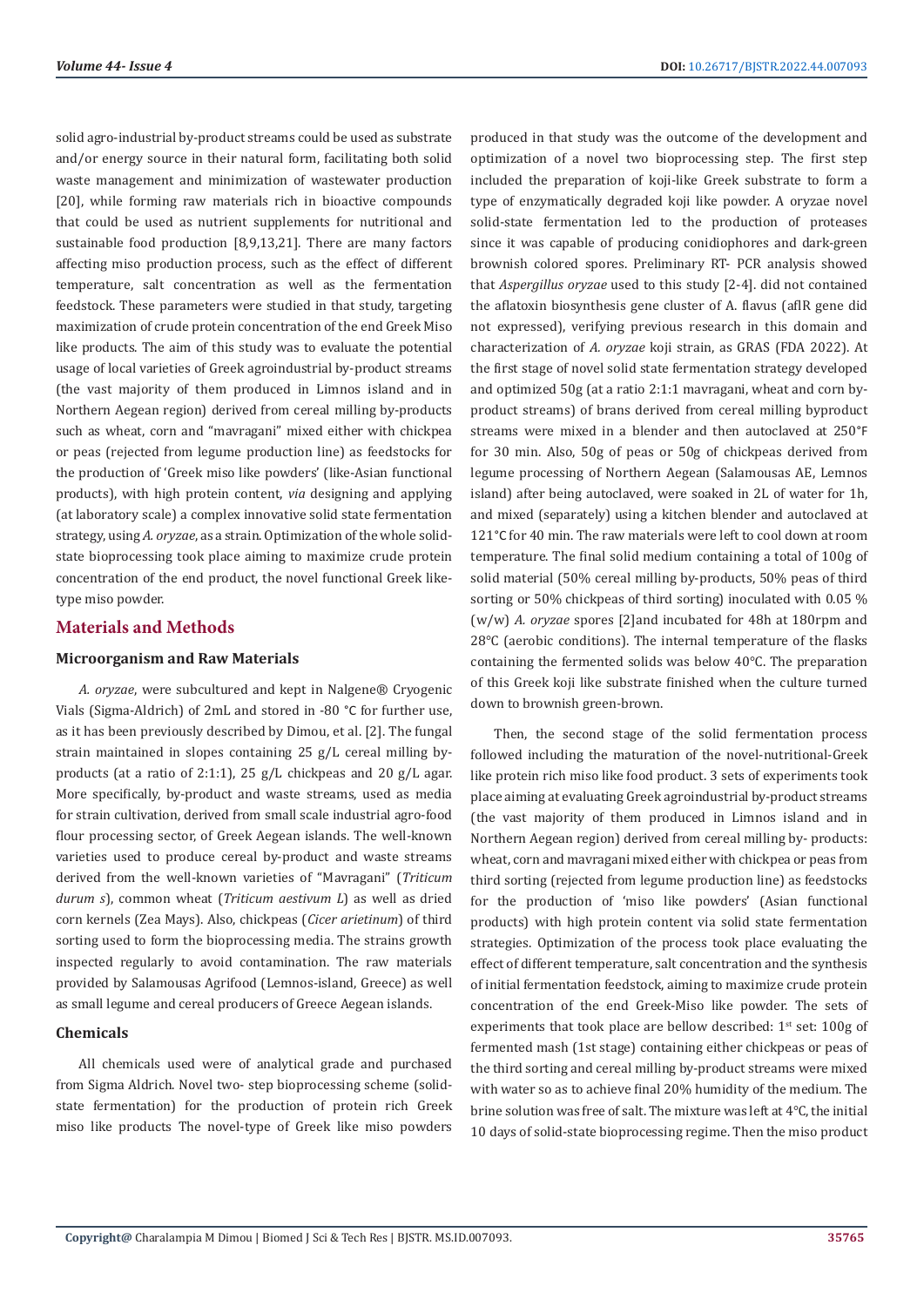solid agro-industrial by-product streams could be used as substrate and/or energy source in their natural form, facilitating both solid waste management and minimization of wastewater production [20], while forming raw materials rich in bioactive compounds that could be used as nutrient supplements for nutritional and sustainable food production [8,9,13,21]. There are many factors affecting miso production process, such as the effect of different temperature, salt concentration as well as the fermentation feedstock. These parameters were studied in that study, targeting maximization of crude protein concentration of the end Greek Miso like products. The aim of this study was to evaluate the potential usage of local varieties of Greek agroindustrial by-product streams (the vast majority of them produced in Limnos island and in Northern Aegean region) derived from cereal milling by-products such as wheat, corn and "mavragani" mixed either with chickpea or peas (rejected from legume production line) as feedstocks for the production of 'Greek miso like powders' (like-Asian functional products), with high protein content, *via* designing and applying (at laboratory scale) a complex innovative solid state fermentation strategy, using *A. oryzae*, as a strain. Optimization of the whole solid-state bioprocessing took place aiming to maximize crude protein concentration of the end product, the novel functional Greek like-type miso powder.

## Materials and Methods

### Microorganism and Raw Materials

*A. oryzae*, were subcultured and kept in Nalgene® Cryogenic Vials (Sigma-Aldrich) of 2mL and stored in -80 °C for further use, as it has been previously described by Dimou, et al. [2]. The fungal strain maintained in slopes containing 25 g/L cereal milling by-products (at a ratio of 2:1:1), 25 g/L chickpeas and 20 g/L agar. More specifically, by-product and waste streams, used as media for strain cultivation, derived from small scale industrial agro-food flour processing sector, of Greek Aegean islands. The well-known varieties used to produce cereal by-product and waste streams derived from the well-known varieties of "Mavragani" (*Triticum durum s*), common wheat (*Triticum aestivum L*) as well as dried corn kernels (Zea Mays). Also, chickpeas (*Cicer arietinum*) of third sorting used to form the bioprocessing media. The strains growth inspected regularly to avoid contamination. The raw materials provided by Salamousas Agrifood (Lemnos-island, Greece) as well as small legume and cereal producers of Greece Aegean islands.

### Chemicals

All chemicals used were of analytical grade and purchased from Sigma Aldrich. Novel two- step bioprocessing scheme (solid-state fermentation) for the production of protein rich Greek miso like products The novel-type of Greek like miso powders produced in that study was the outcome of the development and optimization of a novel two bioprocessing step. The first step included the preparation of koji-like Greek substrate to form a type of enzymatically degraded koji like powder. A oryzae novel solid-state fermentation led to the production of proteases since it was capable of producing conidiophores and dark-green brownish colored spores. Preliminary RT- PCR analysis showed that *Aspergillus oryzae* used to this study [2-4]. did not contained the aflatoxin biosynthesis gene cluster of A. flavus (aflR gene did not expressed), verifying previous research in this domain and characterization of *A. oryzae* koji strain, as GRAS (FDA 2022). At the first stage of novel solid state fermentation strategy developed and optimized 50g (at a ratio 2:1:1 mavragani, wheat and corn by-product streams) of brans derived from cereal milling byproduct streams were mixed in a blender and then autoclaved at 250°F for 30 min. Also, 50g of peas or 50g of chickpeas derived from legume processing of Northern Aegean (Salamousas AE, Lemnos island) after being autoclaved, were soaked in 2L of water for 1h, and mixed (separately) using a kitchen blender and autoclaved at 121°C for 40 min. The raw materials were left to cool down at room temperature. The final solid medium containing a total of 100g of solid material (50% cereal milling by-products, 50% peas of third sorting or 50% chickpeas of third sorting) inoculated with 0.05 % (w/w) *A. oryzae* spores [2]and incubated for 48h at 180rpm and 28°C (aerobic conditions). The internal temperature of the flasks containing the fermented solids was below 40°C. The preparation of this Greek koji like substrate finished when the culture turned down to brownish green-brown.

Then, the second stage of the solid fermentation process followed including the maturation of the novel-nutritional-Greek like protein rich miso like food product. 3 sets of experiments took place aiming at evaluating Greek agroindustrial by-product streams (the vast majority of them produced in Limnos island and in Northern Aegean region) derived from cereal milling by- products: wheat, corn and mavragani mixed either with chickpea or peas from third sorting (rejected from legume production line) as feedstocks for the production of 'miso like powders' (Asian functional products) with high protein content via solid state fermentation strategies. Optimization of the process took place evaluating the effect of different temperature, salt concentration and the synthesis of initial fermentation feedstock, aiming to maximize crude protein concentration of the end Greek-Miso like powder. The sets of experiments that took place are bellow described: 1st set: 100g of fermented mash (1st stage) containing either chickpeas or peas of the third sorting and cereal milling by-product streams were mixed with water so as to achieve final 20% humidity of the medium. The brine solution was free of salt. The mixture was left at 4°C, the initial 10 days of solid-state bioprocessing regime. Then the miso product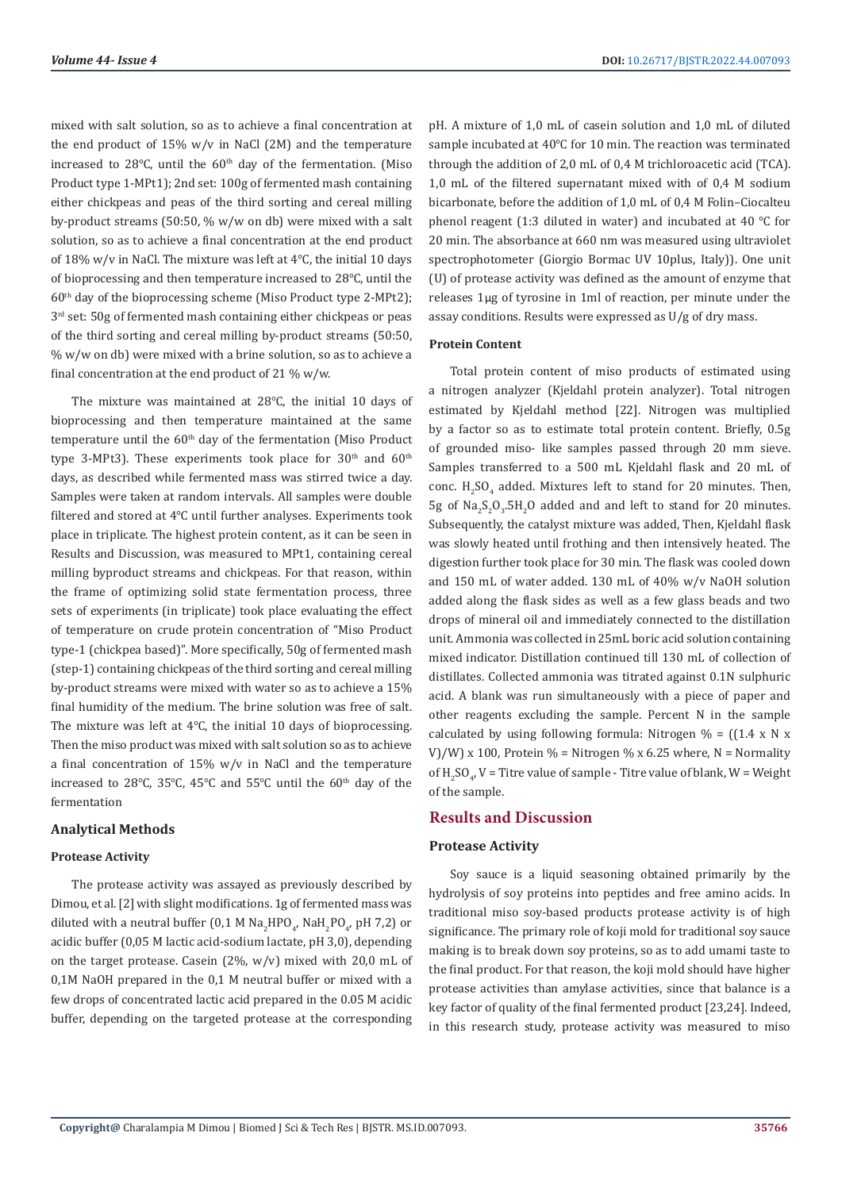mixed with salt solution, so as to achieve a final concentration at the end product of 15% w/v in NaCl (2M) and the temperature increased to 28°C, until the 60th day of the fermentation. (Miso Product type 1-MPt1); 2nd set: 100g of fermented mash containing either chickpeas and peas of the third sorting and cereal milling by-product streams (50:50, % w/w on db) were mixed with a salt solution, so as to achieve a final concentration at the end product of 18% w/v in NaCl. The mixture was left at 4°C, the initial 10 days of bioprocessing and then temperature increased to 28°C, until the 60th day of the bioprocessing scheme (Miso Product type 2-MPt2); 3rd set: 50g of fermented mash containing either chickpeas or peas of the third sorting and cereal milling by-product streams (50:50, % w/w on db) were mixed with a brine solution, so as to achieve a final concentration at the end product of 21 % w/w.

The mixture was maintained at 28°C, the initial 10 days of bioprocessing and then temperature maintained at the same temperature until the 60th day of the fermentation (Miso Product type 3-MPt3). These experiments took place for 30th and 60th days, as described while fermented mass was stirred twice a day. Samples were taken at random intervals. All samples were double filtered and stored at 4°C until further analyses. Experiments took place in triplicate. The highest protein content, as it can be seen in Results and Discussion, was measured to MPt1, containing cereal milling byproduct streams and chickpeas. For that reason, within the frame of optimizing solid state fermentation process, three sets of experiments (in triplicate) took place evaluating the effect of temperature on crude protein concentration of "Miso Product type-1 (chickpea based)". More specifically, 50g of fermented mash (step-1) containing chickpeas of the third sorting and cereal milling by-product streams were mixed with water so as to achieve a 15% final humidity of the medium. The brine solution was free of salt. The mixture was left at 4°C, the initial 10 days of bioprocessing. Then the miso product was mixed with salt solution so as to achieve a final concentration of 15% w/v in NaCl and the temperature increased to 28°C, 35°C, 45°C and 55°C until the 60th day of the fermentation

## Analytical Methods

### Protease Activity

The protease activity was assayed as previously described by Dimou, et al. [2] with slight modifications. 1g of fermented mass was diluted with a neutral buffer (0,1 M $Na_2HPO_4$, $NaH_2PO_4$, pH 7,2) or acidic buffer (0,05 M lactic acid-sodium lactate, pH 3,0), depending on the target protease. Casein (2%, w/v) mixed with 20,0 mL of 0,1M NaOH prepared in the 0,1 M neutral buffer or mixed with a few drops of concentrated lactic acid prepared in the 0.05 M acidic buffer, depending on the targeted protease at the corresponding pH. A mixture of 1,0 mL of casein solution and 1,0 mL of diluted sample incubated at 40°C for 10 min. The reaction was terminated through the addition of 2,0 mL of 0,4 M trichloroacetic acid (TCA). 1,0 mL of the filtered supernatant mixed with of 0,4 M sodium bicarbonate, before the addition of 1,0 mL of 0,4 M Folin–Ciocalteu phenol reagent (1:3 diluted in water) and incubated at 40 °C for 20 min. The absorbance at 660 nm was measured using ultraviolet spectrophotometer (Giorgio Bormac UV 10plus, Italy)). One unit (U) of protease activity was defined as the amount of enzyme that releases 1μg of tyrosine in 1ml of reaction, per minute under the assay conditions. Results were expressed as U/g of dry mass.

### Protein Content

Total protein content of miso products of estimated using a nitrogen analyzer (Kjeldahl protein analyzer). Total nitrogen estimated by Kjeldahl method [22]. Nitrogen was multiplied by a factor so as to estimate total protein content. Briefly, 0.5g of grounded miso- like samples passed through 20 mm sieve. Samples transferred to a 500 mL Kjeldahl flask and 20 mL of conc. $H_2SO_4$ added. Mixtures left to stand for 20 minutes. Then, 5g of $Na_2S_2O_3.5H_2O$ added and and left to stand for 20 minutes. Subsequently, the catalyst mixture was added, Then, Kjeldahl flask was slowly heated until frothing and then intensively heated. The digestion further took place for 30 min. The flask was cooled down and 150 mL of water added. 130 mL of 40% w/v NaOH solution added along the flask sides as well as a few glass beads and two drops of mineral oil and immediately connected to the distillation unit. Ammonia was collected in 25mL boric acid solution containing mixed indicator. Distillation continued till 130 mL of collection of distillates. Collected ammonia was titrated against 0.1N sulphuric acid. A blank was run simultaneously with a piece of paper and other reagents excluding the sample. Percent N in the sample calculated by using following formula: Nitrogen % = ((1.4 x N x V)/W) x 100, Protein % = Nitrogen % x 6.25 where, N = Normality of $H_2SO_4$, V = Titre value of sample - Titre value of blank, W = Weight of the sample.

## Results and Discussion

### Protease Activity

Soy sauce is a liquid seasoning obtained primarily by the hydrolysis of soy proteins into peptides and free amino acids. In traditional miso soy-based products protease activity is of high significance. The primary role of koji mold for traditional soy sauce making is to break down soy proteins, so as to add umami taste to the final product. For that reason, the koji mold should have higher protease activities than amylase activities, since that balance is a key factor of quality of the final fermented product [23,24]. Indeed, in this research study, protease activity was measured to miso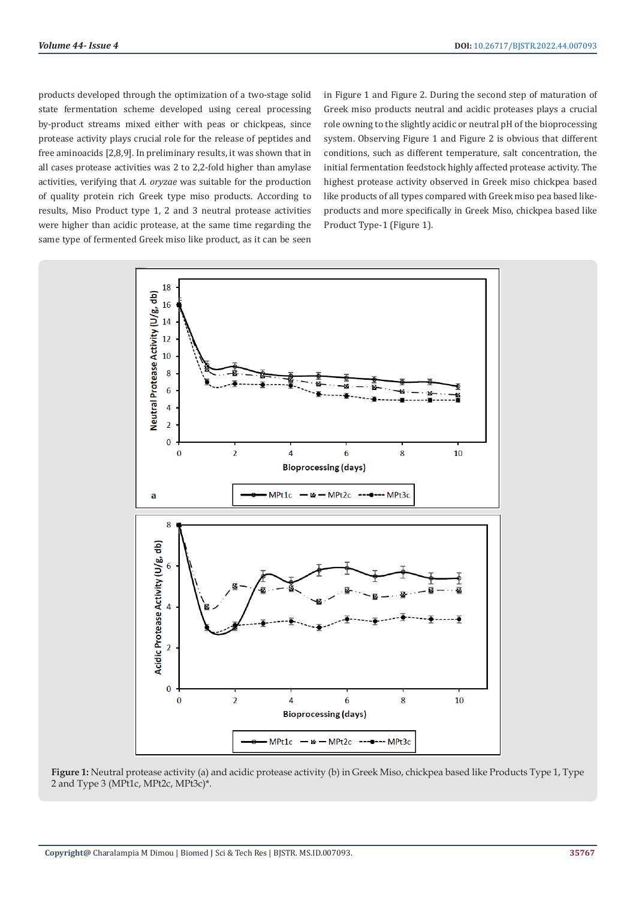products developed through the optimization of a two-stage solid state fermentation scheme developed using cereal processing by-product streams mixed either with peas or chickpeas, since protease activity plays crucial role for the release of peptides and free aminoacids [2,8,9]. In preliminary results, it was shown that in all cases protease activities was 2 to 2,2-fold higher than amylase activities, verifying that *A. oryzae* was suitable for the production of quality protein rich Greek type miso products. According to results, Miso Product type 1, 2 and 3 neutral protease activities were higher than acidic protease, at the same time regarding the same type of fermented Greek miso like product, as it can be seen in Figure 1 and Figure 2. During the second step of maturation of Greek miso products neutral and acidic proteases plays a crucial role owning to the slightly acidic or neutral pH of the bioprocessing system. Observing Figure 1 and Figure 2 is obvious that different conditions, such as different temperature, salt concentration, the initial fermentation feedstock highly affected protease activity. The highest protease activity observed in Greek miso chickpea based like products of all types compared with Greek miso pea based like-products and more specifically in Greek Miso, chickpea based like Product Type-1 (Figure 1).

**Figure 1:** Neutral protease activity (a) and acidic protease activity (b) in Greek Miso, chickpea based like Products Type 1, Type 2 and Type 3 (MPt1c, MPt2c, MPt3c)*.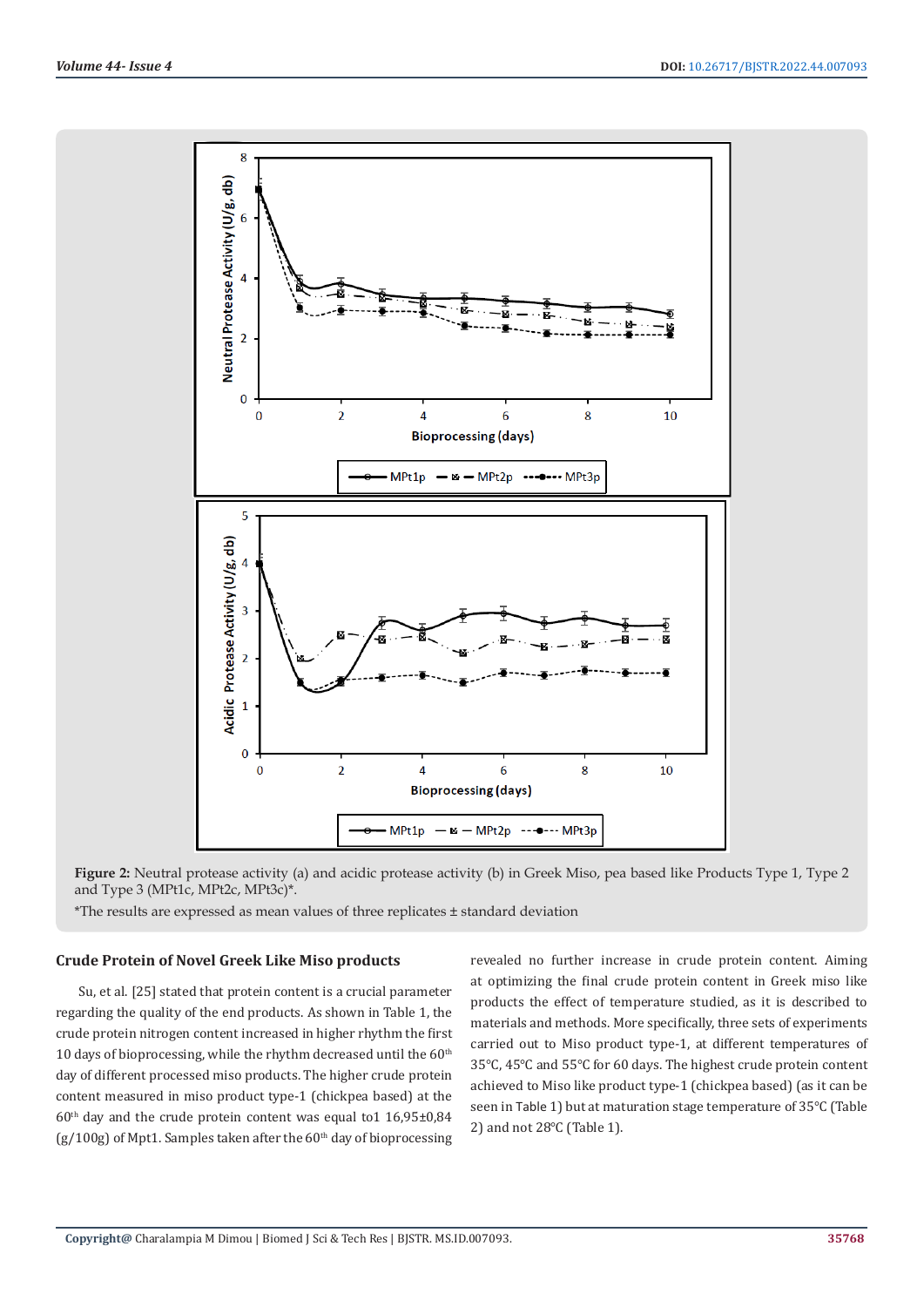**Figure 2:** Neutral protease activity (a) and acidic protease activity (b) in Greek Miso, pea based like Products Type 1, Type 2 and Type 3 (MPt1c, MPt2c, MPt3c)*.

*The results are expressed as mean values of three replicates ± standard deviation

### Crude Protein of Novel Greek Like Miso products

Su, et al. [25] stated that protein content is a crucial parameter regarding the quality of the end products. As shown in Table 1, the crude protein nitrogen content increased in higher rhythm the first 10 days of bioprocessing, while the rhythm decreased until the 60[th] day of different processed miso products. The higher crude protein content measured in miso product type-1 (chickpea based) at the 60[th] day and the crude protein content was equal to1 16,95±0,84 (g/100g) of Mpt1. Samples taken after the 60[th] day of bioprocessing revealed no further increase in crude protein content. Aiming at optimizing the final crude protein content in Greek miso like products the effect of temperature studied, as it is described to materials and methods. More specifically, three sets of experiments carried out to Miso product type-1, at different temperatures of 35°C, 45°C and 55°C for 60 days. The highest crude protein content achieved to Miso like product type-1 (chickpea based) (as it can be seen in Table 1) but at maturation stage temperature of 35°C (Table 2) and not 28°C (Table 1).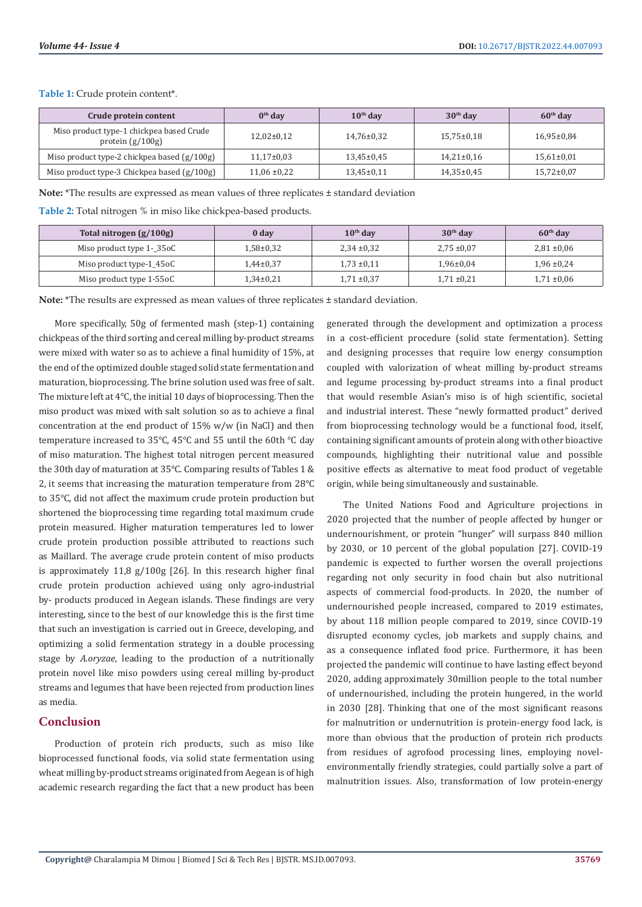**Table 1:** Crude protein content*.

| Crude protein content | 0th day | 10th day | 30th day | 60th day |
|---|---|---|---|---|
| Miso product type-1 chickpea based Crude protein (g/100g) | 12,02±0,12 | 14,76±0,32 | 15,75±0,18 | 16,95±0,84 |
| Miso product type-2 chickpea based (g/100g) | 11,17±0,03 | 13,45±0,45 | 14,21±0,16 | 15,61±0,01 |
| Miso product type-3 Chickpea based (g/100g) | 11,06 ±0,22 | 13,45±0,11 | 14,35±0,45 | 15,72±0,07 |

**Note:** *The results are expressed as mean values of three replicates ± standard deviation

**Table 2:** Total nitrogen % in miso like chickpea-based products.

| Total nitrogen (g/100g) | 0 day | 10th day | 30th day | 60th day |
|---|---|---|---|---|
| Miso product type 1-_35oC | 1,58±0,32 | 2,34 ±0,32 | 2,75 ±0,07 | 2,81 ±0,06 |
| Miso product type-1_45oC | 1,44±0,37 | 1,73 ±0,11 | 1,96±0,04 | 1,96 ±0,24 |
| Miso product type 1-55oC | 1,34±0,21 | 1,71 ±0,37 | 1,71 ±0,21 | 1,71 ±0,06 |

**Note:** *The results are expressed as mean values of three replicates ± standard deviation.

More specifically, 50g of fermented mash (step-1) containing chickpeas of the third sorting and cereal milling by-product streams were mixed with water so as to achieve a final humidity of 15%, at the end of the optimized double staged solid state fermentation and maturation, bioprocessing. The brine solution used was free of salt. The mixture left at 4°C, the initial 10 days of bioprocessing. Then the miso product was mixed with salt solution so as to achieve a final concentration at the end product of 15% w/w (in NaCl) and then temperature increased to 35°C, 45°C and 55 until the 60th °C day of miso maturation. The highest total nitrogen percent measured the 30th day of maturation at 35°C. Comparing results of Tables 1 & 2, it seems that increasing the maturation temperature from 28°C to 35°C, did not affect the maximum crude protein production but shortened the bioprocessing time regarding total maximum crude protein measured. Higher maturation temperatures led to lower crude protein production possible attributed to reactions such as Maillard. The average crude protein content of miso products is approximately 11,8 g/100g [26]. In this research higher final crude protein production achieved using only agro-industrial by- products produced in Aegean islands. These findings are very interesting, since to the best of our knowledge this is the first time that such an investigation is carried out in Greece, developing, and optimizing a solid fermentation strategy in a double processing stage by *A.oryzae*, leading to the production of a nutritionally protein novel like miso powders using cereal milling by-product streams and legumes that have been rejected from production lines as media.

## Conclusion

Production of protein rich products, such as miso like bioprocessed functional foods, via solid state fermentation using wheat milling by-product streams originated from Aegean is of high academic research regarding the fact that a new product has been generated through the development and optimization a process in a cost-efficient procedure (solid state fermentation). Setting and designing processes that require low energy consumption coupled with valorization of wheat milling by-product streams and legume processing by-product streams into a final product that would resemble Asian's miso is of high scientific, societal and industrial interest. These "newly formatted product" derived from bioprocessing technology would be a functional food, itself, containing significant amounts of protein along with other bioactive compounds, highlighting their nutritional value and possible positive effects as alternative to meat food product of vegetable origin, while being simultaneously and sustainable.

The United Nations Food and Agriculture projections in 2020 projected that the number of people affected by hunger or undernourishment, or protein "hunger" will surpass 840 million by 2030, or 10 percent of the global population [27]. COVID-19 pandemic is expected to further worsen the overall projections regarding not only security in food chain but also nutritional aspects of commercial food-products. In 2020, the number of undernourished people increased, compared to 2019 estimates, by about 118 million people compared to 2019, since COVID-19 disrupted economy cycles, job markets and supply chains, and as a consequence inflated food price. Furthermore, it has been projected the pandemic will continue to have lasting effect beyond 2020, adding approximately 30million people to the total number of undernourished, including the protein hungered, in the world in 2030 [28]. Thinking that one of the most significant reasons for malnutrition or undernutrition is protein-energy food lack, is more than obvious that the production of protein rich products from residues of agrofood processing lines, employing novel-environmentally friendly strategies, could partially solve a part of malnutrition issues. Also, transformation of low protein-energy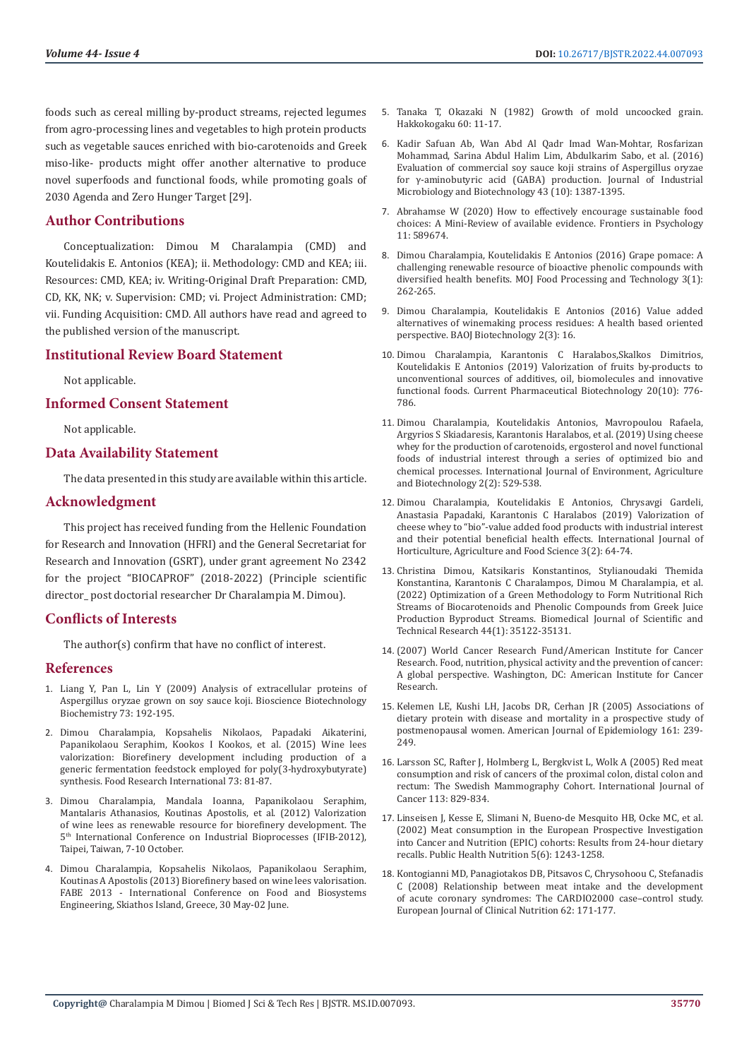foods such as cereal milling by-product streams, rejected legumes from agro-processing lines and vegetables to high protein products such as vegetable sauces enriched with bio-carotenoids and Greek miso-like- products might offer another alternative to produce novel superfoods and functional foods, while promoting goals of 2030 Agenda and Zero Hunger Target [29].

## Author Contributions

Conceptualization: Dimou M Charalampia (CMD) and Koutelidakis E. Antonios (KEA); ii. Methodology: CMD and KEA; iii. Resources: CMD, KEA; iv. Writing-Original Draft Preparation: CMD, CD, KK, NK; v. Supervision: CMD; vi. Project Administration: CMD; vii. Funding Acquisition: CMD. All authors have read and agreed to the published version of the manuscript.

## Institutional Review Board Statement

Not applicable.

## Informed Consent Statement

Not applicable.

## Data Availability Statement

The data presented in this study are available within this article.

## Acknowledgment

This project has received funding from the Hellenic Foundation for Research and Innovation (HFRI) and the General Secretariat for Research and Innovation (GSRT), under grant agreement No 2342 for the project "BIOCAPROF" (2018-2022) (Principle scientific director_ post doctorial researcher Dr Charalampia M. Dimou).

## Conflicts of Interests

The author(s) confirm that have no conflict of interest.

## References

1. Liang Y, Pan L, Lin Y (2009) Analysis of extracellular proteins of Aspergillus oryzae grown on soy sauce koji. Bioscience Biotechnology Biochemistry 73: 192-195.
2. Dimou Charalampia, Kopsahelis Nikolaos, Papadaki Aikaterini, Papanikolaou Seraphim, Kookos I Kookos, et al. (2015) Wine lees valorization: Biorefinery development including production of a generic fermentation feedstock employed for poly(3-hydroxybutyrate) synthesis. Food Research International 73: 81-87.
3. Dimou Charalampia, Mandala Ioanna, Papanikolaou Seraphim, Mantalaris Athanasios, Koutinas Apostolis, et al. (2012) Valorization of wine lees as renewable resource for biorefinery development. The 5th International Conference on Industrial Bioprocesses (IFIB-2012), Taipei, Taiwan, 7-10 October.
4. Dimou Charalampia, Kopsahelis Nikolaos, Papanikolaou Seraphim, Koutinas A Apostolis (2013) Biorefinery based on wine lees valorisation. FABE 2013 - International Conference on Food and Biosystems Engineering, Skiathos Island, Greece, 30 May-02 June.
5. Tanaka T, Okazaki N (1982) Growth of mold uncoocked grain. Hakkokogaku 60: 11-17.
6. Kadir Safuan Ab, Wan Abd Al Qadr Imad Wan-Mohtar, Rosfarizan Mohammad, Sarina Abdul Halim Lim, Abdulkarim Sabo, et al. (2016) Evaluation of commercial soy sauce koji strains of Aspergillus oryzae for γ-aminobutyric acid (GABA) production. Journal of Industrial Microbiology and Biotechnology 43 (10): 1387-1395.
7. Abrahamse W (2020) How to effectively encourage sustainable food choices: A Mini-Review of available evidence. Frontiers in Psychology 11: 589674.
8. Dimou Charalampia, Koutelidakis E Antonios (2016) Grape pomace: A challenging renewable resource of bioactive phenolic compounds with diversified health benefits. MOJ Food Processing and Technology 3(1): 262-265.
9. Dimou Charalampia, Koutelidakis E Antonios (2016) Value added alternatives of winemaking process residues: A health based oriented perspective. BAOJ Biotechnology 2(3): 16.
10. Dimou Charalampia, Karantonis C Haralabos,Skalkos Dimitrios, Koutelidakis E Antonios (2019) Valorization of fruits by-products to unconventional sources of additives, oil, biomolecules and innovative functional foods. Current Pharmaceutical Biotechnology 20(10): 776-786.
11. Dimou Charalampia, Koutelidakis Antonios, Mavropoulou Rafaela, Argyrios S Skiadaresis, Karantonis Haralabos, et al. (2019) Using cheese whey for the production of carotenoids, ergosterol and novel functional foods of industrial interest through a series of optimized bio and chemical processes. International Journal of Environment, Agriculture and Biotechnology 2(2): 529-538.
12. Dimou Charalampia, Koutelidakis E Antonios, Chrysavgi Gardeli, Anastasia Papadaki, Karantonis C Haralabos (2019) Valorization of cheese whey to "bio"-value added food products with industrial interest and their potential beneficial health effects. International Journal of Horticulture, Agriculture and Food Science 3(2): 64-74.
13. Christina Dimou, Katsikaris Konstantinos, Stylianoudaki Themida Konstantina, Karantonis C Charalampos, Dimou M Charalampia, et al. (2022) Optimization of a Green Methodology to Form Nutritional Rich Streams of Biocarotenoids and Phenolic Compounds from Greek Juice Production Byproduct Streams. Biomedical Journal of Scientific and Technical Research 44(1): 35122-35131.
14. (2007) World Cancer Research Fund/American Institute for Cancer Research. Food, nutrition, physical activity and the prevention of cancer: A global perspective. Washington, DC: American Institute for Cancer Research.
15. Kelemen LE, Kushi LH, Jacobs DR, Cerhan JR (2005) Associations of dietary protein with disease and mortality in a prospective study of postmenopausal women. American Journal of Epidemiology 161: 239-249.
16. Larsson SC, Rafter J, Holmberg L, Bergkvist L, Wolk A (2005) Red meat consumption and risk of cancers of the proximal colon, distal colon and rectum: The Swedish Mammography Cohort. International Journal of Cancer 113: 829-834.
17. Linseisen J, Kesse E, Slimani N, Bueno-de Mesquito HB, Ocke MC, et al. (2002) Meat consumption in the European Prospective Investigation into Cancer and Nutrition (EPIC) cohorts: Results from 24-hour dietary recalls. Public Health Nutrition 5(6): 1243-1258.
18. Kontogianni MD, Panagiotakos DB, Pitsavos C, Chrysohoou C, Stefanadis C (2008) Relationship between meat intake and the development of acute coronary syndromes: The CARDIO2000 case–control study. European Journal of Clinical Nutrition 62: 171-177.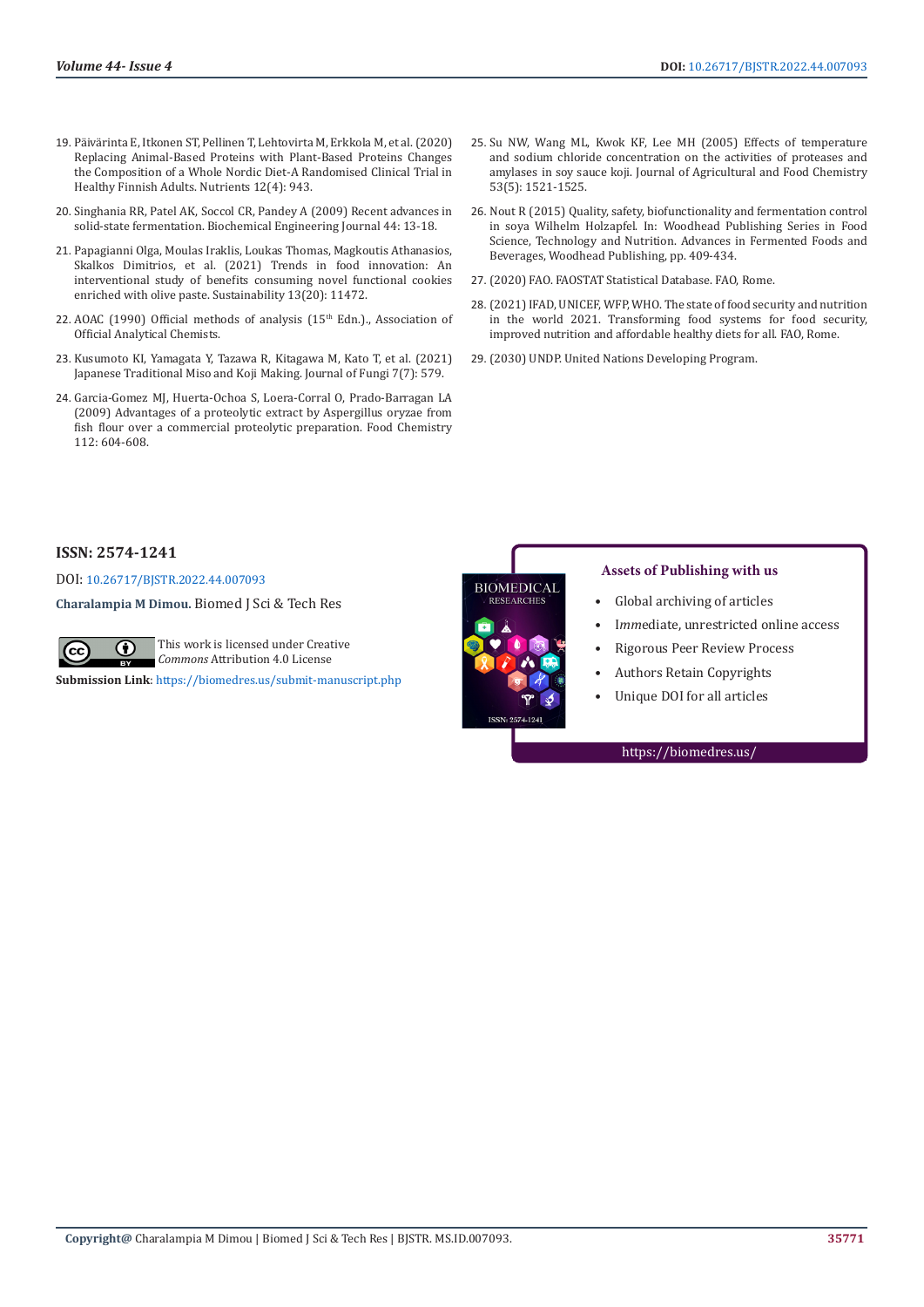19. Päivärinta E, Itkonen ST, Pellinen T, Lehtovirta M, Erkkola M, et al. (2020) Replacing Animal-Based Proteins with Plant-Based Proteins Changes the Composition of a Whole Nordic Diet-A Randomised Clinical Trial in Healthy Finnish Adults. Nutrients 12(4): 943.
20. Singhania RR, Patel AK, Soccol CR, Pandey A (2009) Recent advances in solid-state fermentation. Biochemical Engineering Journal 44: 13-18.
21. Papagianni Olga, Moulas Iraklis, Loukas Thomas, Magkoutis Athanasios, Skalkos Dimitrios, et al. (2021) Trends in food innovation: An interventional study of benefits consuming novel functional cookies enriched with olive paste. Sustainability 13(20): 11472.
22. AOAC (1990) Official methods of analysis (15th Edn.)., Association of Official Analytical Chemists.
23. Kusumoto KI, Yamagata Y, Tazawa R, Kitagawa M, Kato T, et al. (2021) Japanese Traditional Miso and Koji Making. Journal of Fungi 7(7): 579.
24. Garcia-Gomez MJ, Huerta-Ochoa S, Loera-Corral O, Prado-Barragan LA (2009) Advantages of a proteolytic extract by Aspergillus oryzae from fish flour over a commercial proteolytic preparation. Food Chemistry 112: 604-608.
25. Su NW, Wang ML, Kwok KF, Lee MH (2005) Effects of temperature and sodium chloride concentration on the activities of proteases and amylases in soy sauce koji. Journal of Agricultural and Food Chemistry 53(5): 1521-1525.
26. Nout R (2015) Quality, safety, biofunctionality and fermentation control in soya Wilhelm Holzapfel. In: Woodhead Publishing Series in Food Science, Technology and Nutrition. Advances in Fermented Foods and Beverages, Woodhead Publishing, pp. 409-434.
27. (2020) FAO. FAOSTAT Statistical Database. FAO, Rome.
28. (2021) IFAD, UNICEF, WFP, WHO. The state of food security and nutrition in the world 2021. Transforming food systems for food security, improved nutrition and affordable healthy diets for all. FAO, Rome.
29. (2030) UNDP. United Nations Developing Program.

**ISSN: 2574-1241**

DOI: 10.26717/BJSTR.2022.44.007093

**Charalampia M Dimou.** Biomed J Sci & Tech Res

This work is licensed under Creative *Commons* Attribution 4.0 License

**Submission Link**: https://biomedres.us/submit-manuscript.php

**Assets of Publishing with us**

- Global archiving of articles
- Immediate, unrestricted online access
- Rigorous Peer Review Process
- Authors Retain Copyrights
- Unique DOI for all articles

https://biomedres.us/